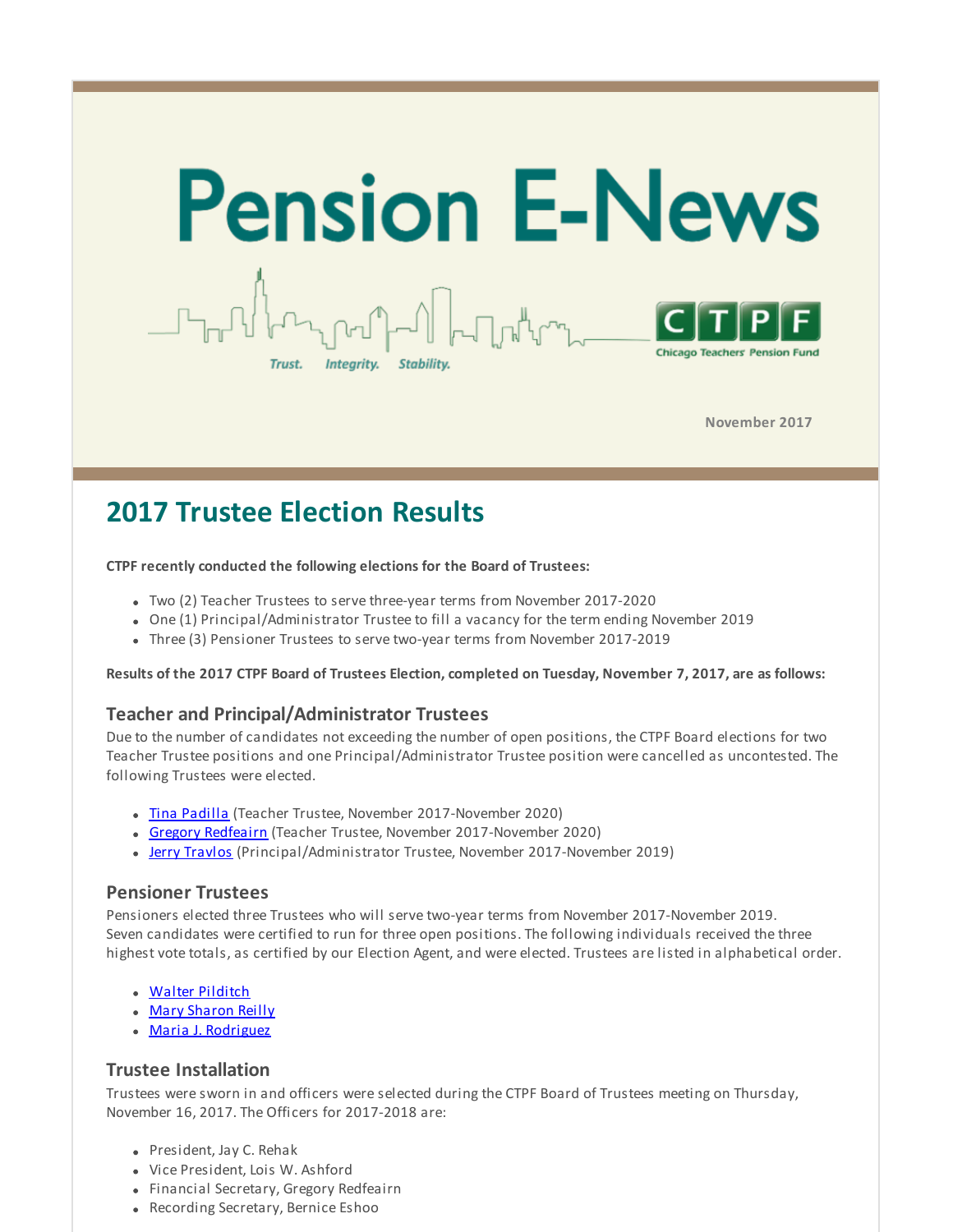# Pension E-News

Trust. Integrity. Stability.

CTPF Chicago Teachers' Pension Fund

November 2017

## 2017 Trustee Election Results

**CTPF recently conducted the following elections for the Board of Trustees:**

- Two (2) Teacher Trustees to serve three-year terms from November 2017-2020
- One (1) Principal/Administrator Trustee to fill a vacancy for the term ending November 2019
- Three (3) Pensioner Trustees to serve two-year terms from November 2017-2019

**Results of the 2017 CTPF Board of Trustees Election, completed on Tuesday, November 7, 2017, are as follows:**

### Teacher and Principal/Administrator Trustees

Due to the number of candidates not exceeding the number of open positions, the CTPF Board elections for two Teacher Trustee positions and one Principal/Administrator Trustee position were cancelled as uncontested. The following Trustees were elected.

- Tina Padilla (Teacher Trustee, November 2017-November 2020)
- Gregory Redfeairn (Teacher Trustee, November 2017-November 2020)
- Jerry Travlos (Principal/Administrator Trustee, November 2017-November 2019)

### Pensioner Trustees

Pensioners elected three Trustees who will serve two-year terms from November 2017-November 2019. Seven candidates were certified to run for three open positions. The following individuals received the three highest vote totals, as certified by our Election Agent, and were elected. Trustees are listed in alphabetical order.

- Walter Pilditch
- Mary Sharon Reilly
- Maria J. Rodriguez

### Trustee Installation

Trustees were sworn in and officers were selected during the CTPF Board of Trustees meeting on Thursday, November 16, 2017. The Officers for 2017-2018 are:

- President, Jay C. Rehak
- Vice President, Lois W. Ashford
- Financial Secretary, Gregory Redfeairn
- Recording Secretary, Bernice Eshoo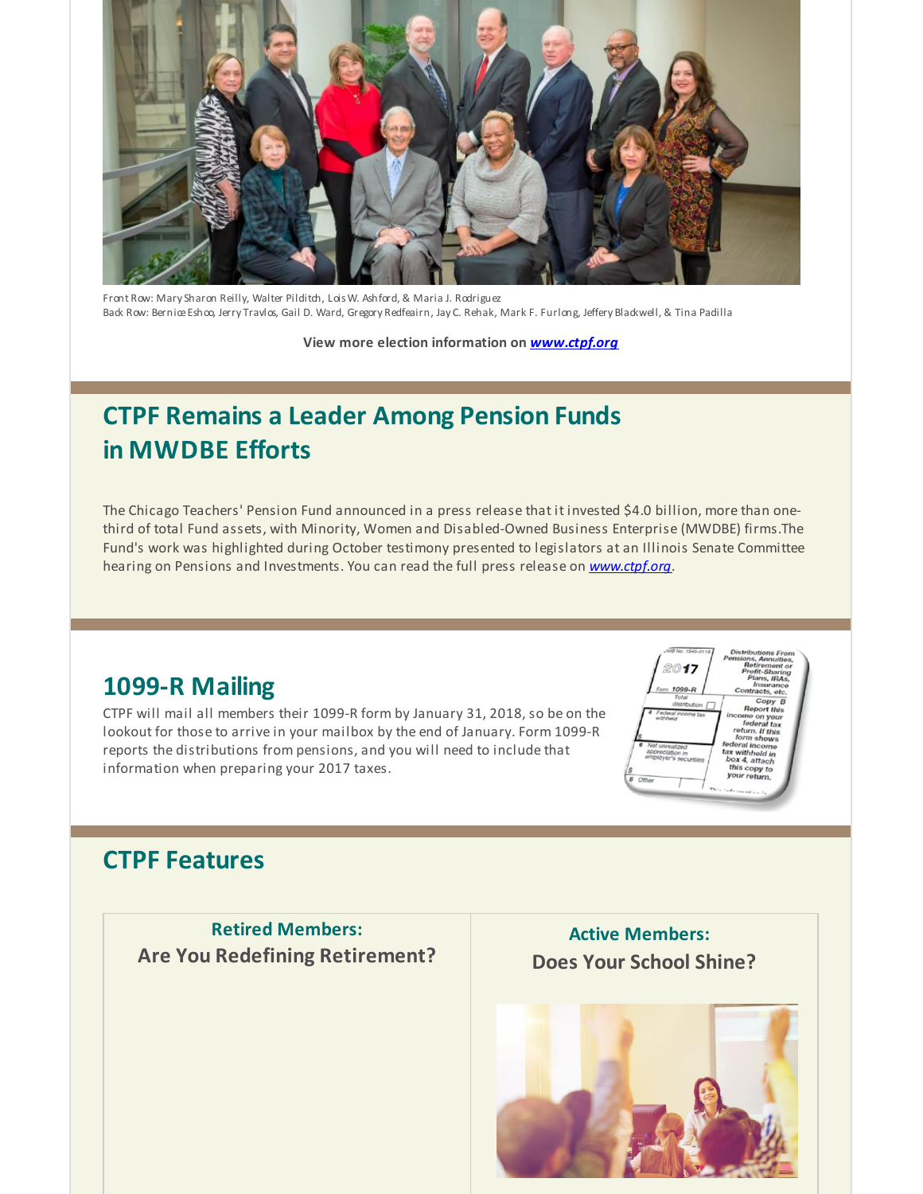Front Row: Mary Sharon Reilly, Walter Pilditch, Lois W. Ashford, & Maria J. Rodriguez
Back Row: Bernice Eshoo, Jerry Travlos, Gail D. Ward, Gregory Redfeairn, Jay C. Rehak, Mark F. Furlong, Jeffery Blackwell, & Tina Padilla

**View more election information on *www.ctpf.org***

## CTPF Remains a Leader Among Pension Funds in MWDBE Efforts

The Chicago Teachers' Pension Fund announced in a press release that it invested $4.0 billion, more than one-third of total Fund assets, with Minority, Women and Disabled-Owned Business Enterprise (MWDBE) firms.The Fund's work was highlighted during October testimony presented to legislators at an Illinois Senate Committee hearing on Pensions and Investments. You can read the full press release on *www.ctpf.org*.

## 1099-R Mailing

CTPF will mail all members their 1099-R form by January 31, 2018, so be on the lookout for those to arrive in your mailbox by the end of January. Form 1099-R reports the distributions from pensions, and you will need to include that information when preparing your 2017 taxes.

## CTPF Features

### Retired Members:
**Are You Redefining Retirement?**

### Active Members:
**Does Your School Shine?**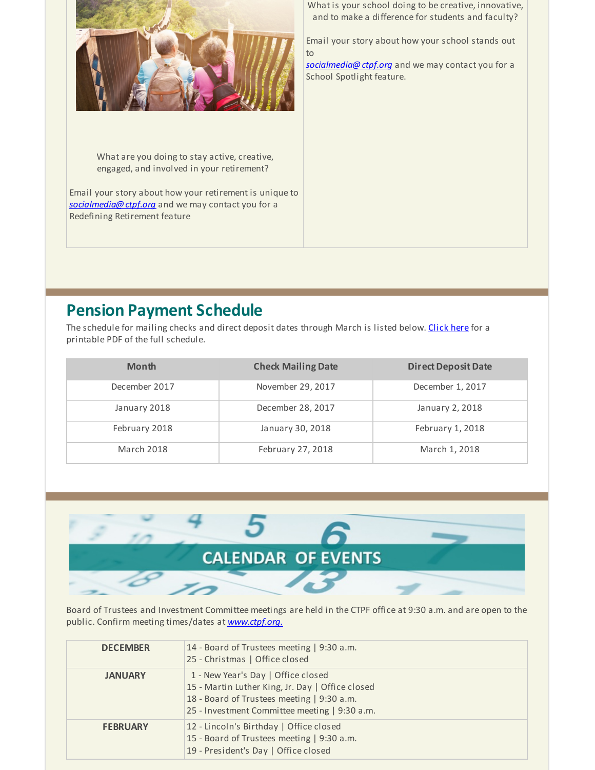What are you doing to stay active, creative, engaged, and involved in your retirement?

Email your story about how your retirement is unique to *socialmedia@ctpf.org* and we may contact you for a Redefining Retirement feature

What is your school doing to be creative, innovative, and to make a difference for students and faculty?

Email your story about how your school stands out to *socialmedia@ctpf.org* and we may contact you for a School Spotlight feature.

## Pension Payment Schedule

The schedule for mailing checks and direct deposit dates through March is listed below. Click here for a printable PDF of the full schedule.

| Month | Check Mailing Date | Direct Deposit Date |
|---|---|---|
| December 2017 | November 29, 2017 | December 1, 2017 |
| January 2018 | December 28, 2017 | January 2, 2018 |
| February 2018 | January 30, 2018 | February 1, 2018 |
| March 2018 | February 27, 2018 | March 1, 2018 |

## CALENDAR OF EVENTS

Board of Trustees and Investment Committee meetings are held in the CTPF office at 9:30 a.m. and are open to the public. Confirm meeting times/dates at *www.ctpf.org.*

| | |
|---|---|
| **DECEMBER** | 14 - Board of Trustees meeting \| 9:30 a.m.<br>25 - Christmas \| Office closed |
| **JANUARY** | 1 - New Year's Day \| Office closed<br>15 - Martin Luther King, Jr. Day \| Office closed<br>18 - Board of Trustees meeting \| 9:30 a.m.<br>25 - Investment Committee meeting \| 9:30 a.m. |
| **FEBRUARY** | 12 - Lincoln's Birthday \| Office closed<br>15 - Board of Trustees meeting \| 9:30 a.m.<br>19 - President's Day \| Office closed |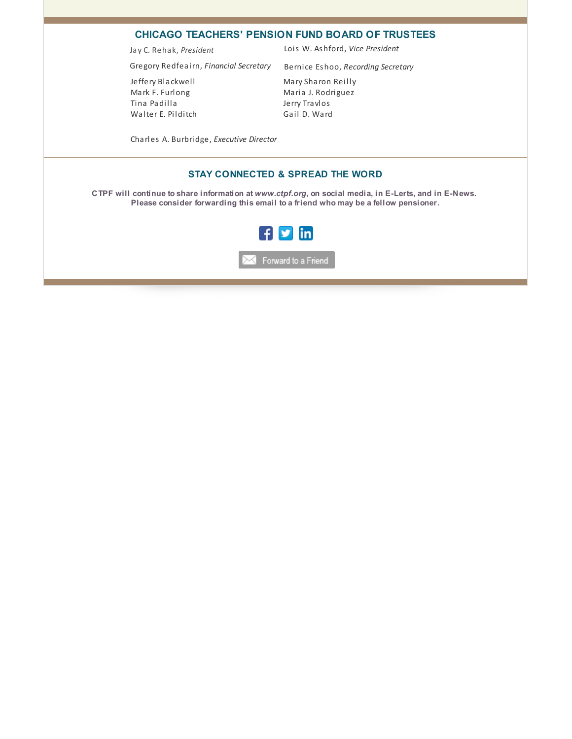## CHICAGO TEACHERS' PENSION FUND BOARD OF TRUSTEES

Jay C. Rehak, *President*

Lois W. Ashford, *Vice President*

Gregory Redfeairn, *Financial Secretary*

Bernice Eshoo, *Recording Secretary*

Jeffery Blackwell
Mark F. Furlong
Tina Padilla
Walter E. Pilditch

Mary Sharon Reilly
Maria J. Rodriguez
Jerry Travlos
Gail D. Ward

Charles A. Burbridge, *Executive Director*

## STAY CONNECTED & SPREAD THE WORD

**CTPF will continue to share information at *www.ctpf.org*, on social media, in E-Lerts, and in E-News. Please consider forwarding this email to a friend who may be a fellow pensioner.**

Forward to a Friend